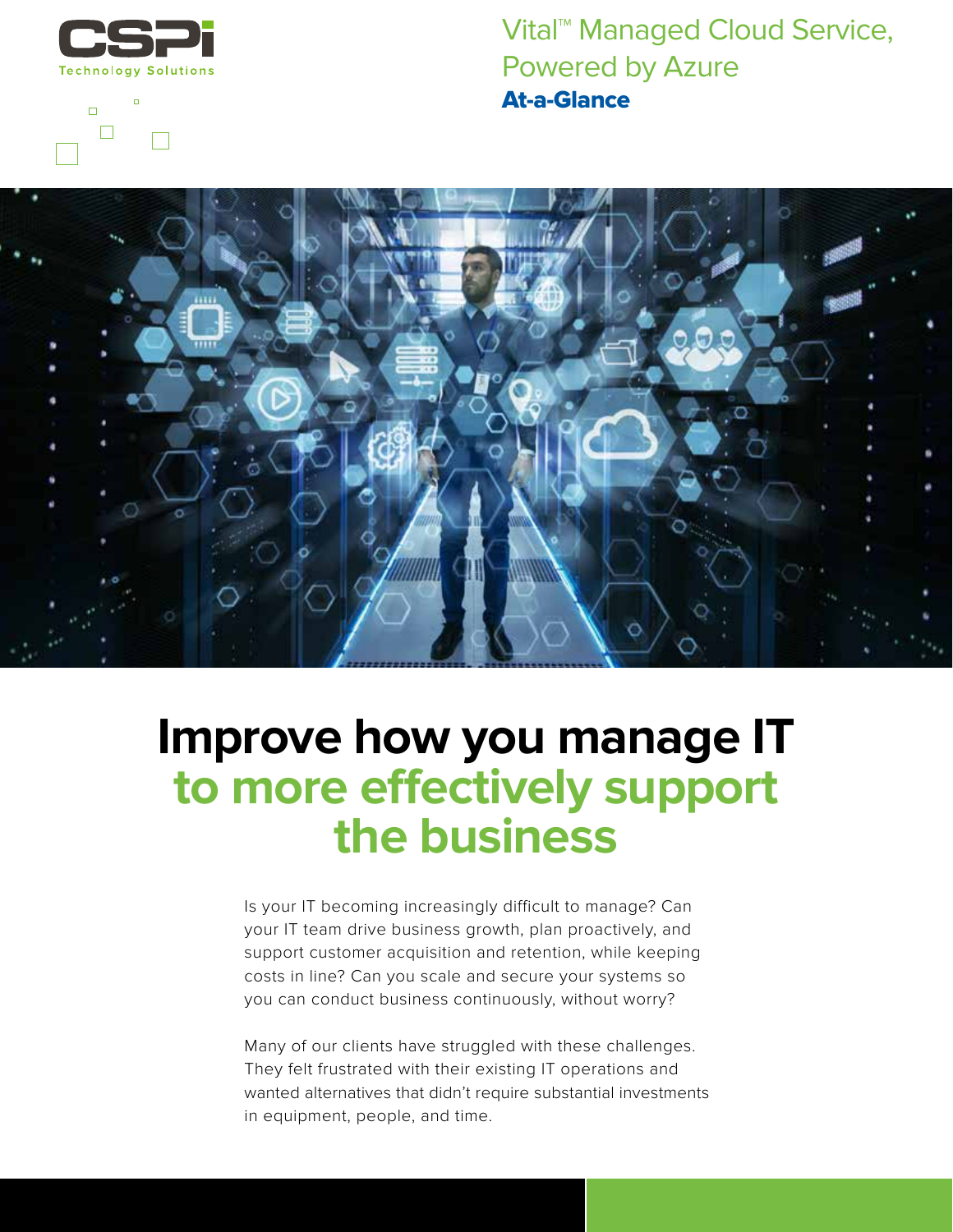CSPi Technology Solutions

# Vital™ Managed Cloud Service, Powered by Azure

## At-a-Glance

# Improve how you manage IT to more effectively support the business

Is your IT becoming increasingly difficult to manage? Can your IT team drive business growth, plan proactively, and support customer acquisition and retention, while keeping costs in line? Can you scale and secure your systems so you can conduct business continuously, without worry?

Many of our clients have struggled with these challenges. They felt frustrated with their existing IT operations and wanted alternatives that didn't require substantial investments in equipment, people, and time.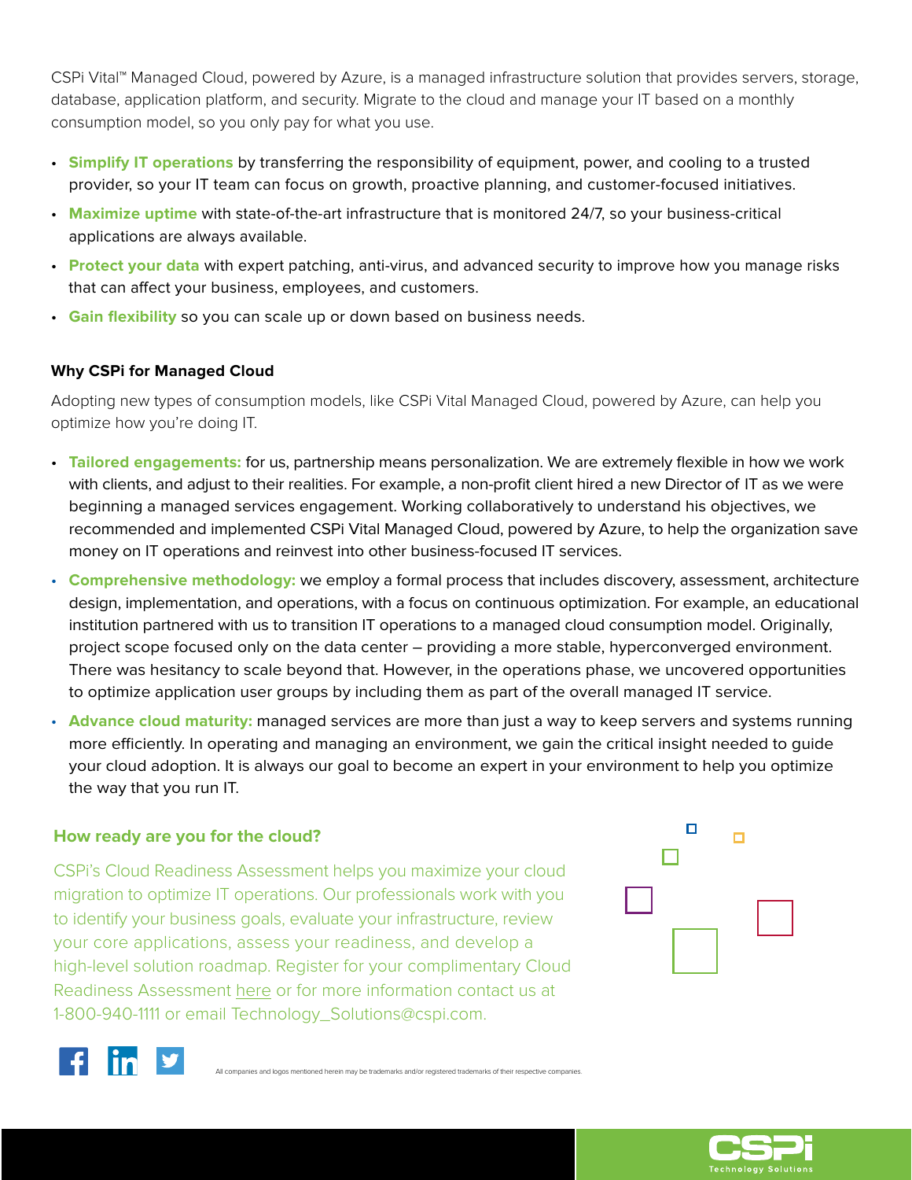CSPi Vital™ Managed Cloud, powered by Azure, is a managed infrastructure solution that provides servers, storage, database, application platform, and security. Migrate to the cloud and manage your IT based on a monthly consumption model, so you only pay for what you use.

- **Simplify IT operations** by transferring the responsibility of equipment, power, and cooling to a trusted provider, so your IT team can focus on growth, proactive planning, and customer-focused initiatives.
- **Maximize uptime** with state-of-the-art infrastructure that is monitored 24/7, so your business-critical applications are always available.
- **Protect your data** with expert patching, anti-virus, and advanced security to improve how you manage risks that can affect your business, employees, and customers.
- **Gain flexibility** so you can scale up or down based on business needs.

### Why CSPi for Managed Cloud

Adopting new types of consumption models, like CSPi Vital Managed Cloud, powered by Azure, can help you optimize how you're doing IT.

- **Tailored engagements:** for us, partnership means personalization. We are extremely flexible in how we work with clients, and adjust to their realities. For example, a non-profit client hired a new Director of IT as we were beginning a managed services engagement. Working collaboratively to understand his objectives, we recommended and implemented CSPi Vital Managed Cloud, powered by Azure, to help the organization save money on IT operations and reinvest into other business-focused IT services.
- **Comprehensive methodology:** we employ a formal process that includes discovery, assessment, architecture design, implementation, and operations, with a focus on continuous optimization. For example, an educational institution partnered with us to transition IT operations to a managed cloud consumption model. Originally, project scope focused only on the data center – providing a more stable, hyperconverged environment. There was hesitancy to scale beyond that. However, in the operations phase, we uncovered opportunities to optimize application user groups by including them as part of the overall managed IT service.
- **Advance cloud maturity:** managed services are more than just a way to keep servers and systems running more efficiently. In operating and managing an environment, we gain the critical insight needed to guide your cloud adoption. It is always our goal to become an expert in your environment to help you optimize the way that you run IT.

### How ready are you for the cloud?

CSPi's Cloud Readiness Assessment helps you maximize your cloud migration to optimize IT operations. Our professionals work with you to identify your business goals, evaluate your infrastructure, review your core applications, assess your readiness, and develop a high-level solution roadmap. Register for your complimentary Cloud Readiness Assessment here or for more information contact us at 1-800-940-1111 or email Technology_Solutions@cspi.com.

All companies and logos mentioned herein may be trademarks and/or registered trademarks of their respective companies.

CSPi Technology Solutions